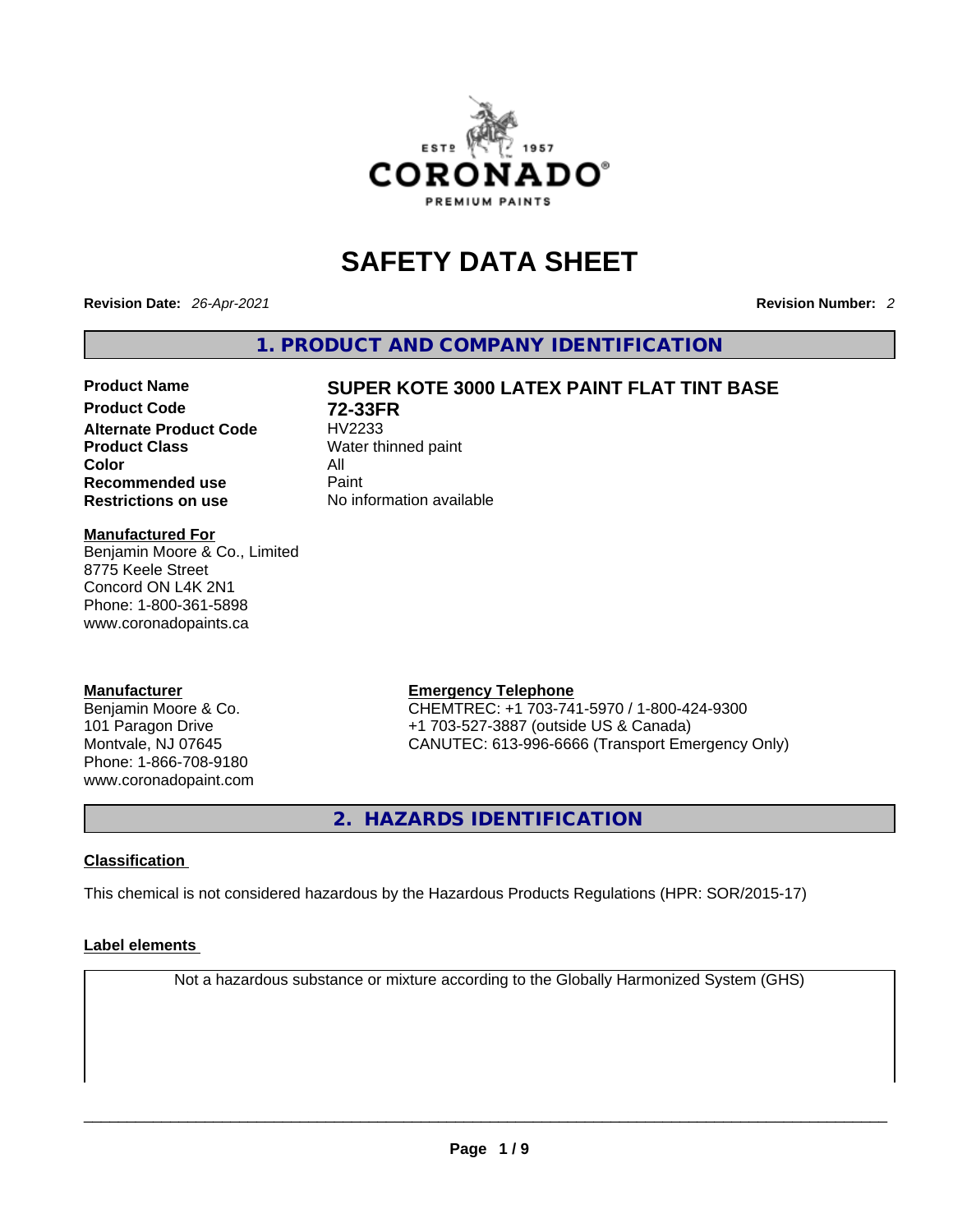# SAFETY DATA SHEET

**Revision Date:** *26-Apr-2021* **Revision Number:** *2*

## 1. PRODUCT AND COMPANY IDENTIFICATION

| | |
|---|---|
| **Product Name** | **SUPER KOTE 3000 LATEX PAINT FLAT TINT BASE** |
| **Product Code** | **72-33FR** |
| **Alternate Product Code** | HV2233 |
| **Product Class** | Water thinned paint |
| **Color** | All |
| **Recommended use** | Paint |
| **Restrictions on use** | No information available |

**Manufactured For**
Benjamin Moore & Co., Limited
8775 Keele Street
Concord ON L4K 2N1
Phone: 1-800-361-5898
www.coronadopaints.ca

**Manufacturer**
Benjamin Moore & Co.
101 Paragon Drive
Montvale, NJ 07645
Phone: 1-866-708-9180
www.coronadopaint.com

**Emergency Telephone**
CHEMTREC: +1 703-741-5970 / 1-800-424-9300
+1 703-527-3887 (outside US & Canada)
CANUTEC: 613-996-6666 (Transport Emergency Only)

## 2. HAZARDS IDENTIFICATION

### Classification

This chemical is not considered hazardous by the Hazardous Products Regulations (HPR: SOR/2015-17)

### Label elements

Not a hazardous substance or mixture according to the Globally Harmonized System (GHS)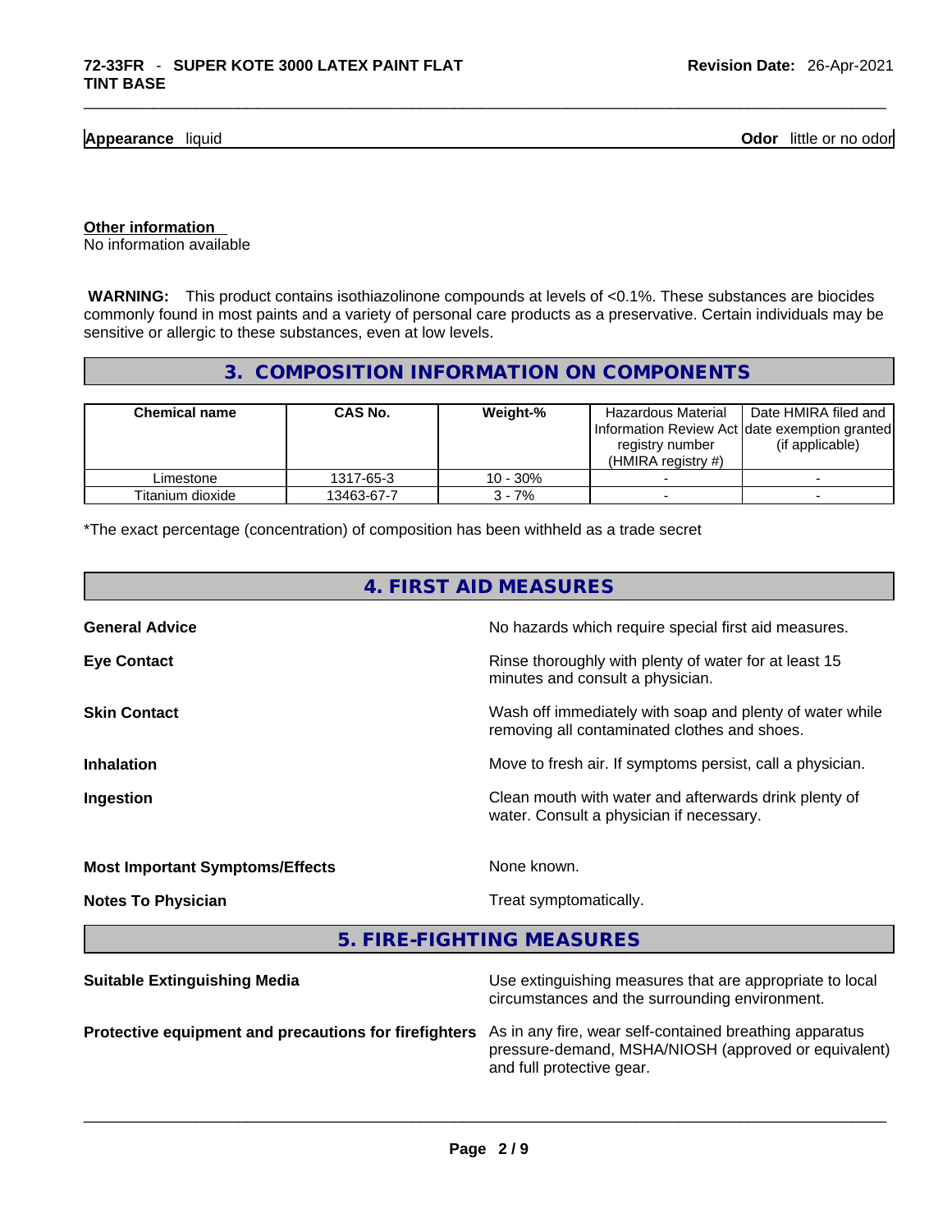**Appearance** liquid **Odor** little or no odor

**Other information**
No information available

**WARNING:** This product contains isothiazolinone compounds at levels of <0.1%. These substances are biocides commonly found in most paints and a variety of personal care products as a preservative. Certain individuals may be sensitive or allergic to these substances, even at low levels.

## 3. COMPOSITION INFORMATION ON COMPONENTS

| Chemical name | CAS No. | Weight-% | Hazardous Material Information Review Act registry number (HMIRA registry #) | Date HMIRA filed and date exemption granted (if applicable) |
|---|---|---|---|---|
| Limestone | 1317-65-3 | 10 - 30% | - | - |
| Titanium dioxide | 13463-67-7 | 3 - 7% | - | - |

*The exact percentage (concentration) of composition has been withheld as a trade secret

## 4. FIRST AID MEASURES

**General Advice**
No hazards which require special first aid measures.

**Eye Contact**
Rinse thoroughly with plenty of water for at least 15 minutes and consult a physician.

**Skin Contact**
Wash off immediately with soap and plenty of water while removing all contaminated clothes and shoes.

**Inhalation**
Move to fresh air. If symptoms persist, call a physician.

**Ingestion**
Clean mouth with water and afterwards drink plenty of water. Consult a physician if necessary.

**Most Important Symptoms/Effects**
None known.

**Notes To Physician**
Treat symptomatically.

## 5. FIRE-FIGHTING MEASURES

**Suitable Extinguishing Media**
Use extinguishing measures that are appropriate to local circumstances and the surrounding environment.

**Protective equipment and precautions for firefighters**
As in any fire, wear self-contained breathing apparatus pressure-demand, MSHA/NIOSH (approved or equivalent) and full protective gear.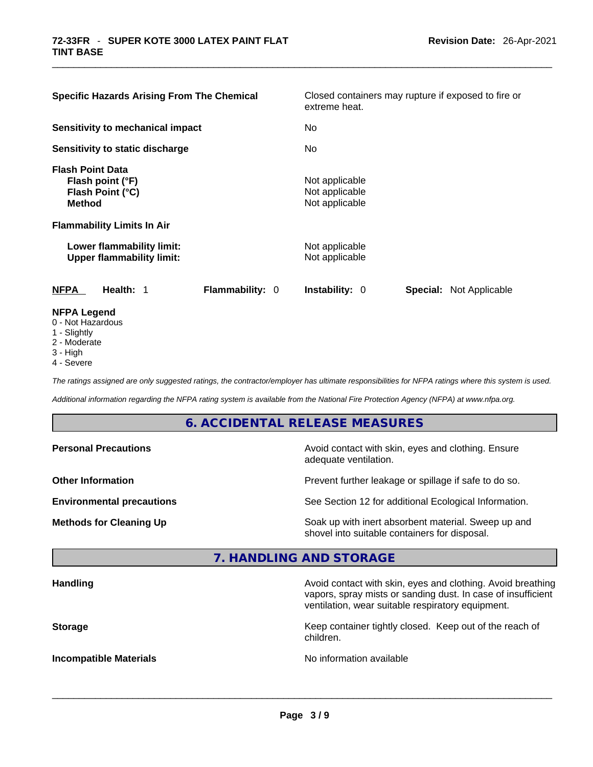| | |
|---|---|
| **Specific Hazards Arising From The Chemical** | Closed containers may rupture if exposed to fire or extreme heat. |
| **Sensitivity to mechanical impact** | No |
| **Sensitivity to static discharge** | No |
| **Flash Point Data** | |
| **Flash point (°F)** | Not applicable |
| **Flash Point (°C)** | Not applicable |
| **Method** | Not applicable |
| **Flammability Limits In Air** | |
| **Lower flammability limit:** | Not applicable |
| **Upper flammability limit:** | Not applicable |

| NFPA | Health: 1 | Flammability: 0 | Instability: 0 | Special: Not Applicable |
|---|---|---|---|---|

**NFPA Legend**
- 0 - Not Hazardous
- 1 - Slightly
- 2 - Moderate
- 3 - High
- 4 - Severe

*The ratings assigned are only suggested ratings, the contractor/employer has ultimate responsibilities for NFPA ratings where this system is used.*

*Additional information regarding the NFPA rating system is available from the National Fire Protection Agency (NFPA) at www.nfpa.org.*

## 6. ACCIDENTAL RELEASE MEASURES

| | |
|---|---|
| **Personal Precautions** | Avoid contact with skin, eyes and clothing. Ensure adequate ventilation. |
| **Other Information** | Prevent further leakage or spillage if safe to do so. |
| **Environmental precautions** | See Section 12 for additional Ecological Information. |
| **Methods for Cleaning Up** | Soak up with inert absorbent material. Sweep up and shovel into suitable containers for disposal. |

## 7. HANDLING AND STORAGE

| | |
|---|---|
| **Handling** | Avoid contact with skin, eyes and clothing. Avoid breathing vapors, spray mists or sanding dust. In case of insufficient ventilation, wear suitable respiratory equipment. |
| **Storage** | Keep container tightly closed. Keep out of the reach of children. |
| **Incompatible Materials** | No information available |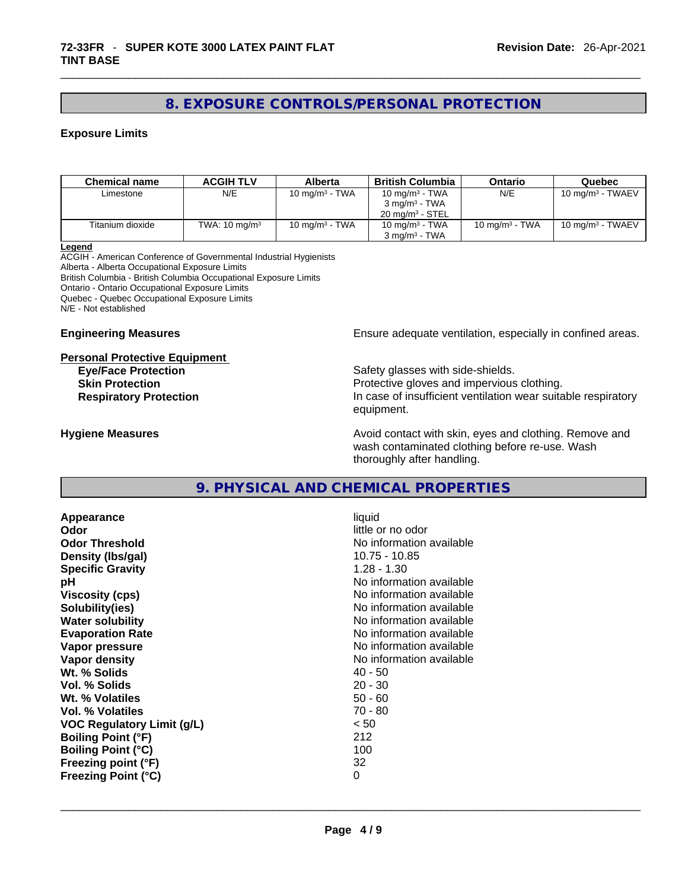## 8. EXPOSURE CONTROLS/PERSONAL PROTECTION

### Exposure Limits

| Chemical name | ACGIH TLV | Alberta | British Columbia | Ontario | Quebec |
| --- | --- | --- | --- | --- | --- |
| Limestone | N/E | 10 mg/m³ - TWA | 10 mg/m³ - TWA<br>3 mg/m³ - TWA<br>20 mg/m³ - STEL | N/E | 10 mg/m³ - TWAEV |
| Titanium dioxide | TWA: 10 mg/m³ | 10 mg/m³ - TWA | 10 mg/m³ - TWA<br>3 mg/m³ - TWA | 10 mg/m³ - TWA | 10 mg/m³ - TWAEV |

**Legend**
ACGIH - American Conference of Governmental Industrial Hygienists
Alberta - Alberta Occupational Exposure Limits
British Columbia - British Columbia Occupational Exposure Limits
Ontario - Ontario Occupational Exposure Limits
Quebec - Quebec Occupational Exposure Limits
N/E - Not established

**Engineering Measures** Ensure adequate ventilation, especially in confined areas.

**Personal Protective Equipment**

**Eye/Face Protection** Safety glasses with side-shields.
**Skin Protection** Protective gloves and impervious clothing.
**Respiratory Protection** In case of insufficient ventilation wear suitable respiratory equipment.

**Hygiene Measures** Avoid contact with skin, eyes and clothing. Remove and wash contaminated clothing before re-use. Wash thoroughly after handling.

## 9. PHYSICAL AND CHEMICAL PROPERTIES

| | |
| --- | --- |
| **Appearance** | liquid |
| **Odor** | little or no odor |
| **Odor Threshold** | No information available |
| **Density (lbs/gal)** | 10.75 - 10.85 |
| **Specific Gravity** | 1.28 - 1.30 |
| **pH** | No information available |
| **Viscosity (cps)** | No information available |
| **Solubility(ies)** | No information available |
| **Water solubility** | No information available |
| **Evaporation Rate** | No information available |
| **Vapor pressure** | No information available |
| **Vapor density** | No information available |
| **Wt. % Solids** | 40 - 50 |
| **Vol. % Solids** | 20 - 30 |
| **Wt. % Volatiles** | 50 - 60 |
| **Vol. % Volatiles** | 70 - 80 |
| **VOC Regulatory Limit (g/L)** | < 50 |
| **Boiling Point (°F)** | 212 |
| **Boiling Point (°C)** | 100 |
| **Freezing point (°F)** | 32 |
| **Freezing Point (°C)** | 0 |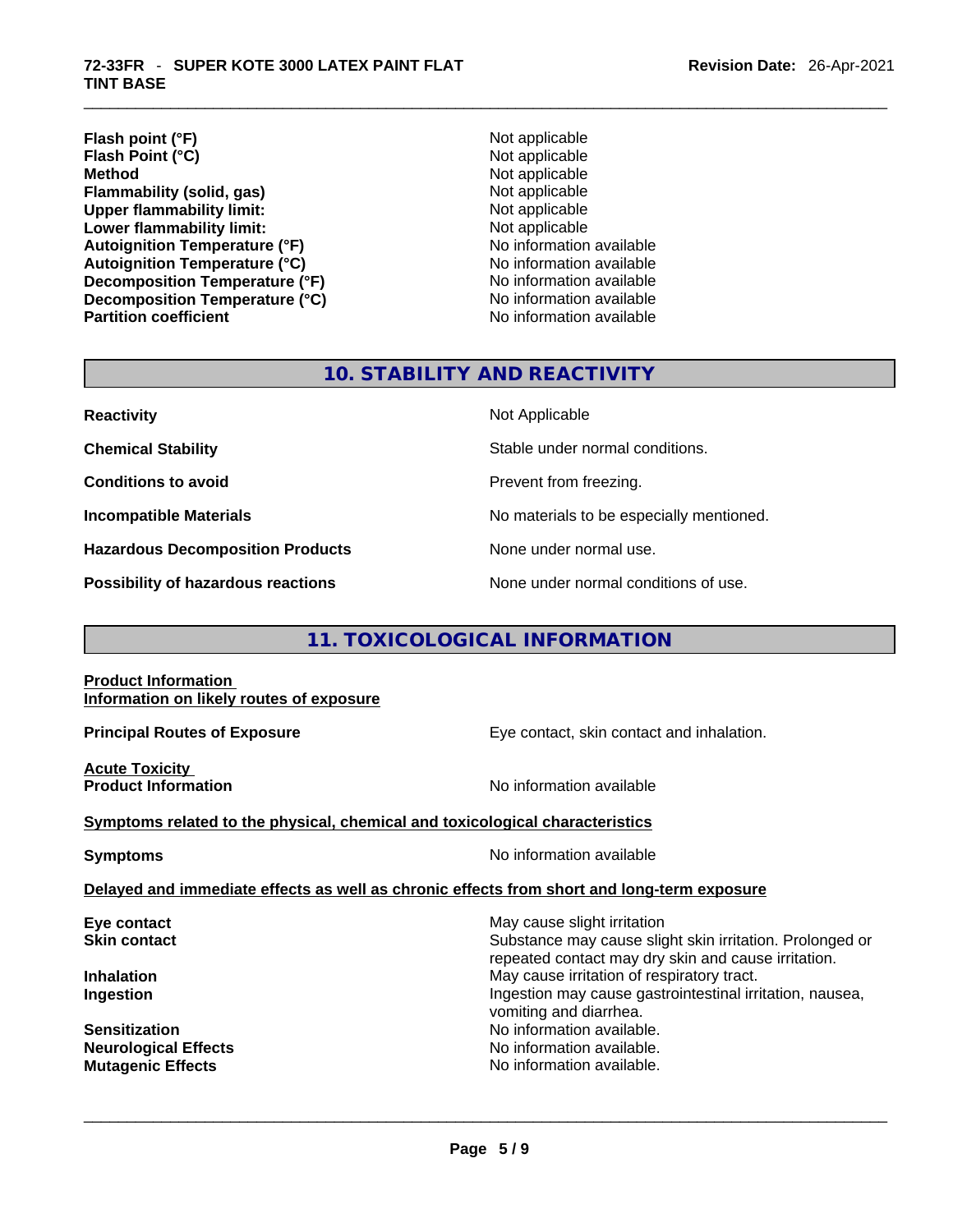| | |
|---|---|
| **Flash point (°F)** | Not applicable |
| **Flash Point (°C)** | Not applicable |
| **Method** | Not applicable |
| **Flammability (solid, gas)** | Not applicable |
| **Upper flammability limit:** | Not applicable |
| **Lower flammability limit:** | Not applicable |
| **Autoignition Temperature (°F)** | No information available |
| **Autoignition Temperature (°C)** | No information available |
| **Decomposition Temperature (°F)** | No information available |
| **Decomposition Temperature (°C)** | No information available |
| **Partition coefficient** | No information available |

## 10. STABILITY AND REACTIVITY

| | |
|---|---|
| **Reactivity** | Not Applicable |
| **Chemical Stability** | Stable under normal conditions. |
| **Conditions to avoid** | Prevent from freezing. |
| **Incompatible Materials** | No materials to be especially mentioned. |
| **Hazardous Decomposition Products** | None under normal use. |
| **Possibility of hazardous reactions** | None under normal conditions of use. |

## 11. TOXICOLOGICAL INFORMATION

**Product Information**
**Information on likely routes of exposure**

| | |
|---|---|
| **Principal Routes of Exposure** | Eye contact, skin contact and inhalation. |

**Acute Toxicity**

| | |
|---|---|
| **Product Information** | No information available |

**Symptoms related to the physical, chemical and toxicological characteristics**

| | |
|---|---|
| **Symptoms** | No information available |

**Delayed and immediate effects as well as chronic effects from short and long-term exposure**

| | |
|---|---|
| **Eye contact** | May cause slight irritation |
| **Skin contact** | Substance may cause slight skin irritation. Prolonged or repeated contact may dry skin and cause irritation. |
| **Inhalation** | May cause irritation of respiratory tract. |
| **Ingestion** | Ingestion may cause gastrointestinal irritation, nausea, vomiting and diarrhea. |
| **Sensitization** | No information available. |
| **Neurological Effects** | No information available. |
| **Mutagenic Effects** | No information available. |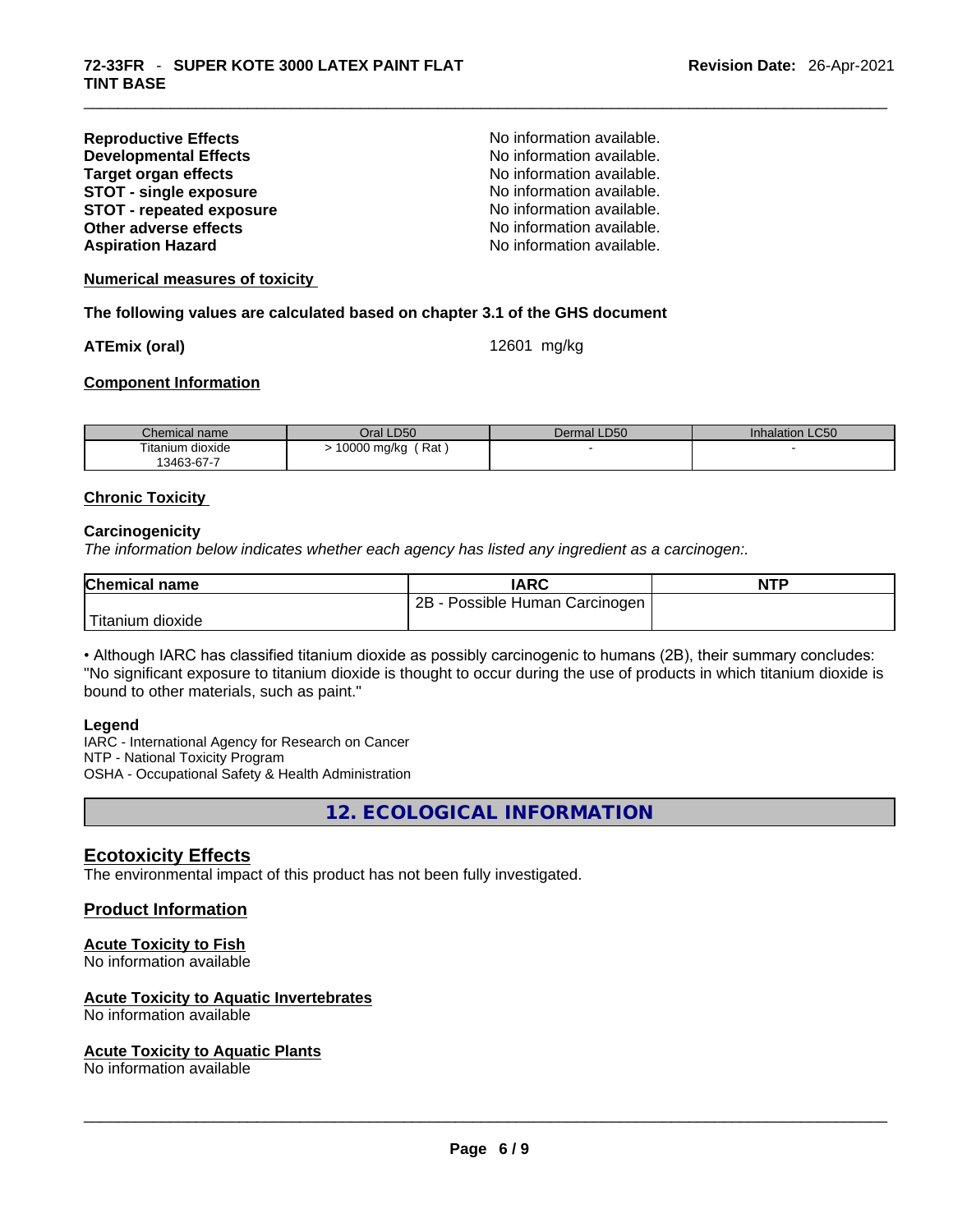**Reproductive Effects** No information available.
**Developmental Effects** No information available.
**Target organ effects** No information available.
**STOT - single exposure** No information available.
**STOT - repeated exposure** No information available.
**Other adverse effects** No information available.
**Aspiration Hazard** No information available.

**Numerical measures of toxicity**

**The following values are calculated based on chapter 3.1 of the GHS document**

**ATEmix (oral)** 12601 mg/kg

**Component Information**

| Chemical name | Oral LD50 | Dermal LD50 | Inhalation LC50 |
|---|---|---|---|
| Titanium dioxide 13463-67-7 | > 10000 mg/kg ( Rat ) | - | - |

**Chronic Toxicity**

**Carcinogenicity**

*The information below indicates whether each agency has listed any ingredient as a carcinogen:.*

| Chemical name | IARC | NTP |
|---|---|---|
| Titanium dioxide | 2B - Possible Human Carcinogen | |

• Although IARC has classified titanium dioxide as possibly carcinogenic to humans (2B), their summary concludes: "No significant exposure to titanium dioxide is thought to occur during the use of products in which titanium dioxide is bound to other materials, such as paint."

**Legend**

IARC - International Agency for Research on Cancer
NTP - National Toxicity Program
OSHA - Occupational Safety & Health Administration

## 12. ECOLOGICAL INFORMATION

## Ecotoxicity Effects

The environmental impact of this product has not been fully investigated.

### Product Information

**Acute Toxicity to Fish**
No information available

**Acute Toxicity to Aquatic Invertebrates**
No information available

**Acute Toxicity to Aquatic Plants**
No information available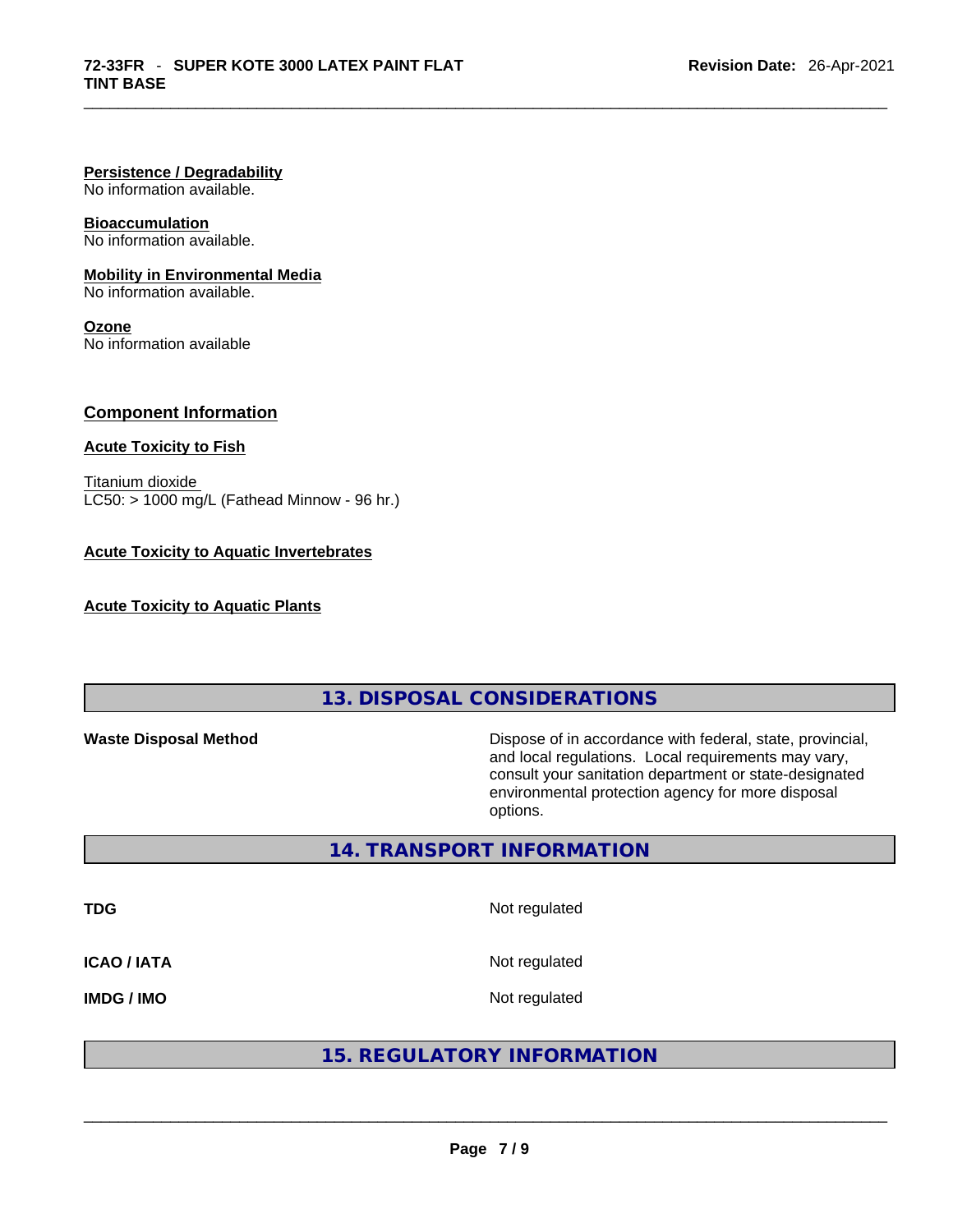**Persistence / Degradability**
No information available.

**Bioaccumulation**
No information available.

**Mobility in Environmental Media**
No information available.

**Ozone**
No information available

## Component Information

**Acute Toxicity to Fish**

Titanium dioxide
LC50: > 1000 mg/L (Fathead Minnow - 96 hr.)

**Acute Toxicity to Aquatic Invertebrates**

**Acute Toxicity to Aquatic Plants**

## 13. DISPOSAL CONSIDERATIONS

| | |
|---|---|
| **Waste Disposal Method** | Dispose of in accordance with federal, state, provincial, and local regulations. Local requirements may vary, consult your sanitation department or state-designated environmental protection agency for more disposal options. |

## 14. TRANSPORT INFORMATION

| | |
|---|---|
| **TDG** | Not regulated |
| **ICAO / IATA** | Not regulated |
| **IMDG / IMO** | Not regulated |

## 15. REGULATORY INFORMATION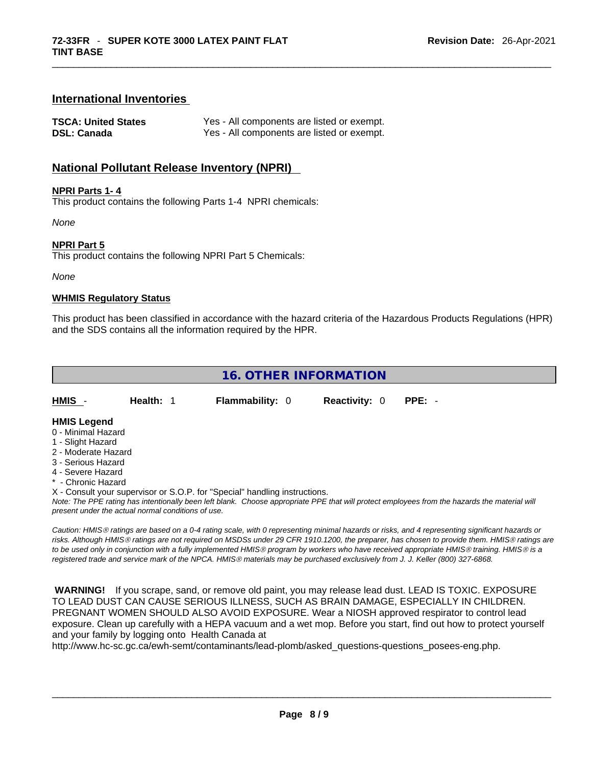## International Inventories

| | |
|---|---|
| **TSCA: United States** | Yes - All components are listed or exempt. |
| **DSL: Canada** | Yes - All components are listed or exempt. |

## National Pollutant Release Inventory (NPRI)

**NPRI Parts 1- 4**

This product contains the following Parts 1-4 NPRI chemicals:

*None*

**NPRI Part 5**

This product contains the following NPRI Part 5 Chemicals:

*None*

**WHMIS Regulatory Status**

This product has been classified in accordance with the hazard criteria of the Hazardous Products Regulations (HPR) and the SDS contains all the information required by the HPR.

## 16. OTHER INFORMATION

| **HMIS** - | **Health:** 1 | **Flammability:** 0 | **Reactivity:** 0 | **PPE:** - |
|---|---|---|---|---|

**HMIS Legend**

0 - Minimal Hazard
1 - Slight Hazard
2 - Moderate Hazard
3 - Serious Hazard
4 - Severe Hazard
* - Chronic Hazard
X - Consult your supervisor or S.O.P. for "Special" handling instructions.

*Note: The PPE rating has intentionally been left blank. Choose appropriate PPE that will protect employees from the hazards the material will present under the actual normal conditions of use.*

*Caution: HMIS® ratings are based on a 0-4 rating scale, with 0 representing minimal hazards or risks, and 4 representing significant hazards or risks. Although HMIS® ratings are not required on MSDSs under 29 CFR 1910.1200, the preparer, has chosen to provide them. HMIS® ratings are to be used only in conjunction with a fully implemented HMIS® program by workers who have received appropriate HMIS® training. HMIS® is a registered trade and service mark of the NPCA. HMIS® materials may be purchased exclusively from J. J. Keller (800) 327-6868.*

**WARNING!** If you scrape, sand, or remove old paint, you may release lead dust. LEAD IS TOXIC. EXPOSURE TO LEAD DUST CAN CAUSE SERIOUS ILLNESS, SUCH AS BRAIN DAMAGE, ESPECIALLY IN CHILDREN. PREGNANT WOMEN SHOULD ALSO AVOID EXPOSURE. Wear a NIOSH approved respirator to control lead exposure. Clean up carefully with a HEPA vacuum and a wet mop. Before you start, find out how to protect yourself and your family by logging onto Health Canada at http://www.hc-sc.gc.ca/ewh-semt/contaminants/lead-plomb/asked_questions-questions_posees-eng.php.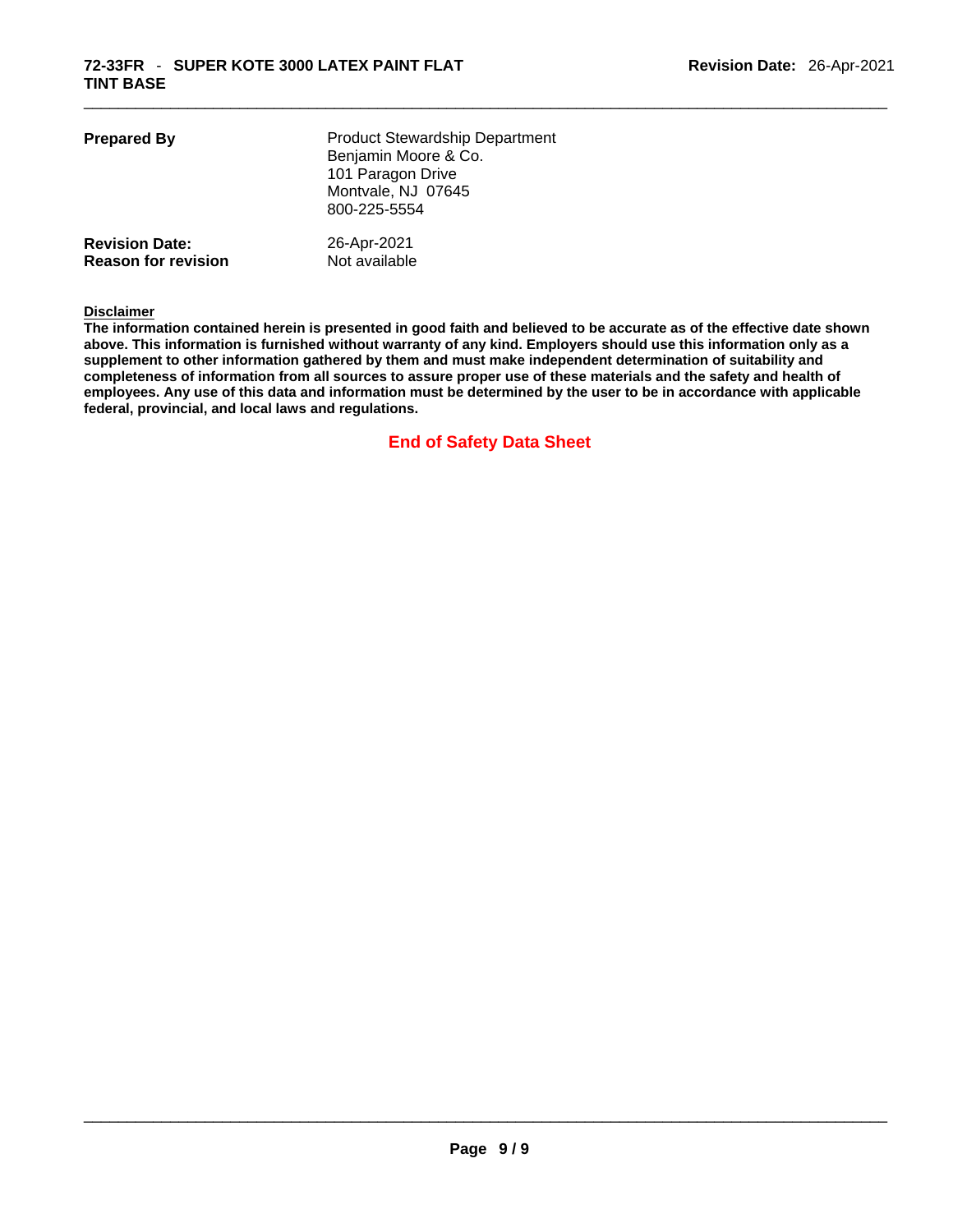| | |
|---|---|
| **Prepared By** | Product Stewardship Department<br>Benjamin Moore & Co.<br>101 Paragon Drive<br>Montvale, NJ 07645<br>800-225-5554 |
| **Revision Date:** | 26-Apr-2021 |
| **Reason for revision** | Not available |

**Disclaimer**

**The information contained herein is presented in good faith and believed to be accurate as of the effective date shown above. This information is furnished without warranty of any kind. Employers should use this information only as a supplement to other information gathered by them and must make independent determination of suitability and completeness of information from all sources to assure proper use of these materials and the safety and health of employees. Any use of this data and information must be determined by the user to be in accordance with applicable federal, provincial, and local laws and regulations.**

**End of Safety Data Sheet**